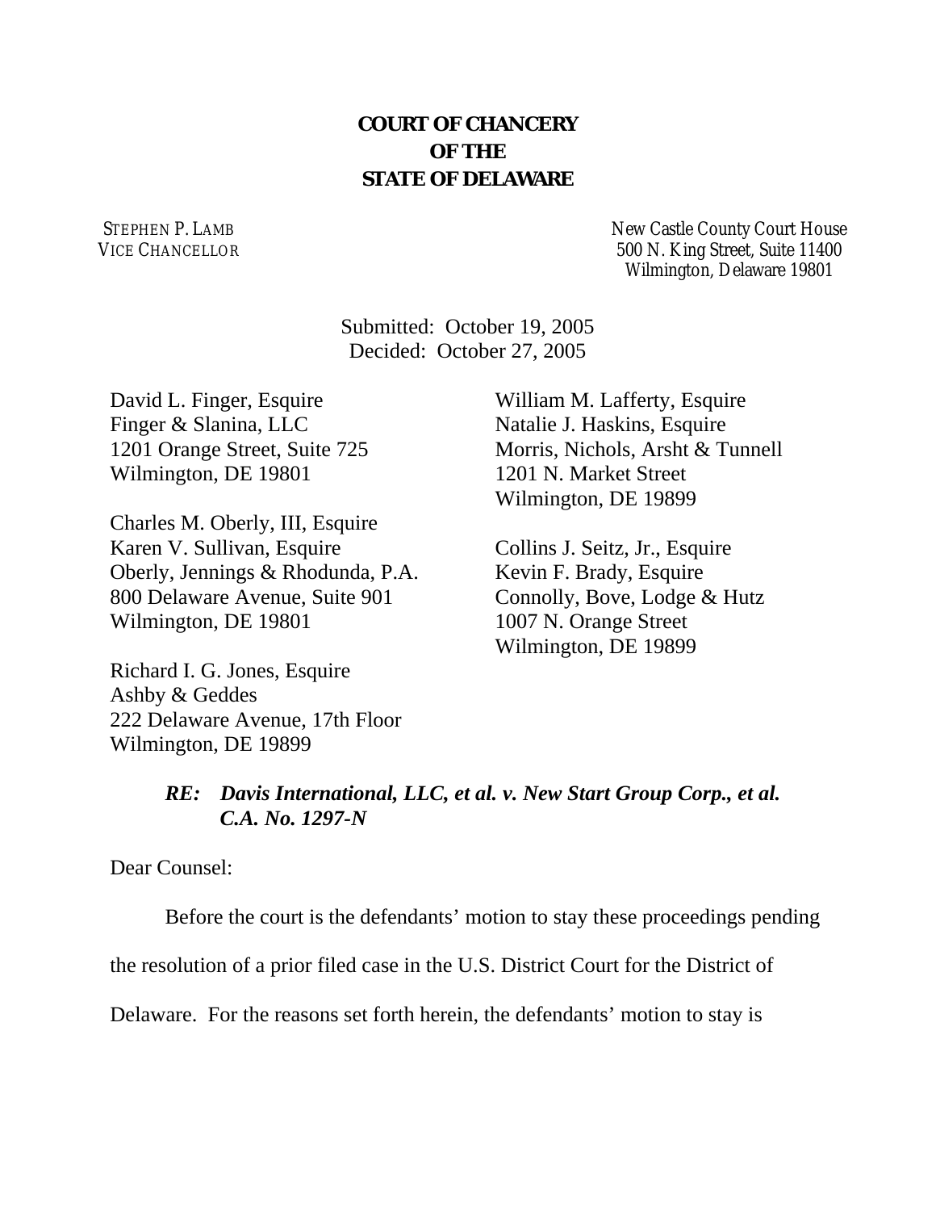**COURT OF CHANCERY**
**OF THE**
**STATE OF DELAWARE**

STEPHEN P. LAMB
VICE CHANCELLOR

New Castle County Court House
500 N. King Street, Suite 11400
Wilmington, Delaware 19801

Submitted: October 19, 2005
Decided: October 27, 2005

David L. Finger, Esquire
Finger & Slanina, LLC
1201 Orange Street, Suite 725
Wilmington, DE 19801

Charles M. Oberly, III, Esquire
Karen V. Sullivan, Esquire
Oberly, Jennings & Rhodunda, P.A.
800 Delaware Avenue, Suite 901
Wilmington, DE 19801

Richard I. G. Jones, Esquire
Ashby & Geddes
222 Delaware Avenue, 17th Floor
Wilmington, DE 19899

William M. Lafferty, Esquire
Natalie J. Haskins, Esquire
Morris, Nichols, Arsht & Tunnell
1201 N. Market Street
Wilmington, DE 19899

Collins J. Seitz, Jr., Esquire
Kevin F. Brady, Esquire
Connolly, Bove, Lodge & Hutz
1007 N. Orange Street
Wilmington, DE 19899

***RE: Davis International, LLC, et al. v. New Start Group Corp., et al.***
***C.A. No. 1297-N***

Dear Counsel:

Before the court is the defendants' motion to stay these proceedings pending the resolution of a prior filed case in the U.S. District Court for the District of Delaware. For the reasons set forth herein, the defendants' motion to stay is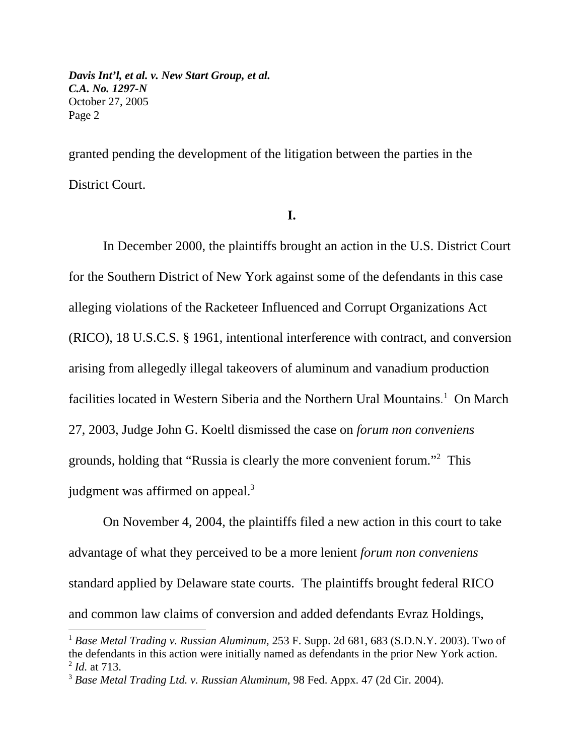granted pending the development of the litigation between the parties in the District Court.

**I.**

In December 2000, the plaintiffs brought an action in the U.S. District Court for the Southern District of New York against some of the defendants in this case alleging violations of the Racketeer Influenced and Corrupt Organizations Act (RICO), 18 U.S.C.S. § 1961, intentional interference with contract, and conversion arising from allegedly illegal takeovers of aluminum and vanadium production facilities located in Western Siberia and the Northern Ural Mountains.[1] On March 27, 2003, Judge John G. Koeltl dismissed the case on *forum non conveniens* grounds, holding that "Russia is clearly the more convenient forum."[2] This judgment was affirmed on appeal.[3]

On November 4, 2004, the plaintiffs filed a new action in this court to take advantage of what they perceived to be a more lenient *forum non conveniens* standard applied by Delaware state courts. The plaintiffs brought federal RICO and common law claims of conversion and added defendants Evraz Holdings,

---

[1] *Base Metal Trading v. Russian Aluminum*, 253 F. Supp. 2d 681, 683 (S.D.N.Y. 2003). Two of the defendants in this action were initially named as defendants in the prior New York action.

[2] *Id.* at 713.

[3] *Base Metal Trading Ltd. v. Russian Aluminum*, 98 Fed. Appx. 47 (2d Cir. 2004).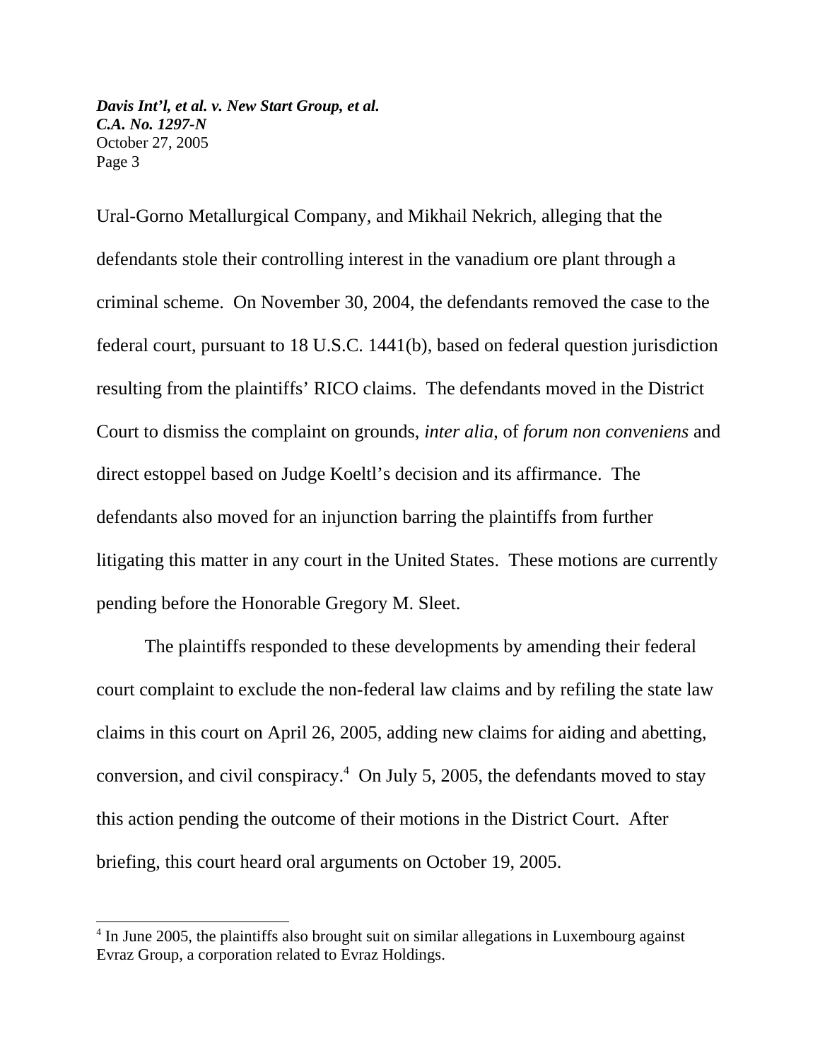Ural-Gorno Metallurgical Company, and Mikhail Nekrich, alleging that the defendants stole their controlling interest in the vanadium ore plant through a criminal scheme. On November 30, 2004, the defendants removed the case to the federal court, pursuant to 18 U.S.C. 1441(b), based on federal question jurisdiction resulting from the plaintiffs' RICO claims. The defendants moved in the District Court to dismiss the complaint on grounds, *inter alia*, of *forum non conveniens* and direct estoppel based on Judge Koeltl's decision and its affirmance. The defendants also moved for an injunction barring the plaintiffs from further litigating this matter in any court in the United States. These motions are currently pending before the Honorable Gregory M. Sleet.

The plaintiffs responded to these developments by amending their federal court complaint to exclude the non-federal law claims and by refiling the state law claims in this court on April 26, 2005, adding new claims for aiding and abetting, conversion, and civil conspiracy.[4] On July 5, 2005, the defendants moved to stay this action pending the outcome of their motions in the District Court. After briefing, this court heard oral arguments on October 19, 2005.

---

[4] In June 2005, the plaintiffs also brought suit on similar allegations in Luxembourg against Evraz Group, a corporation related to Evraz Holdings.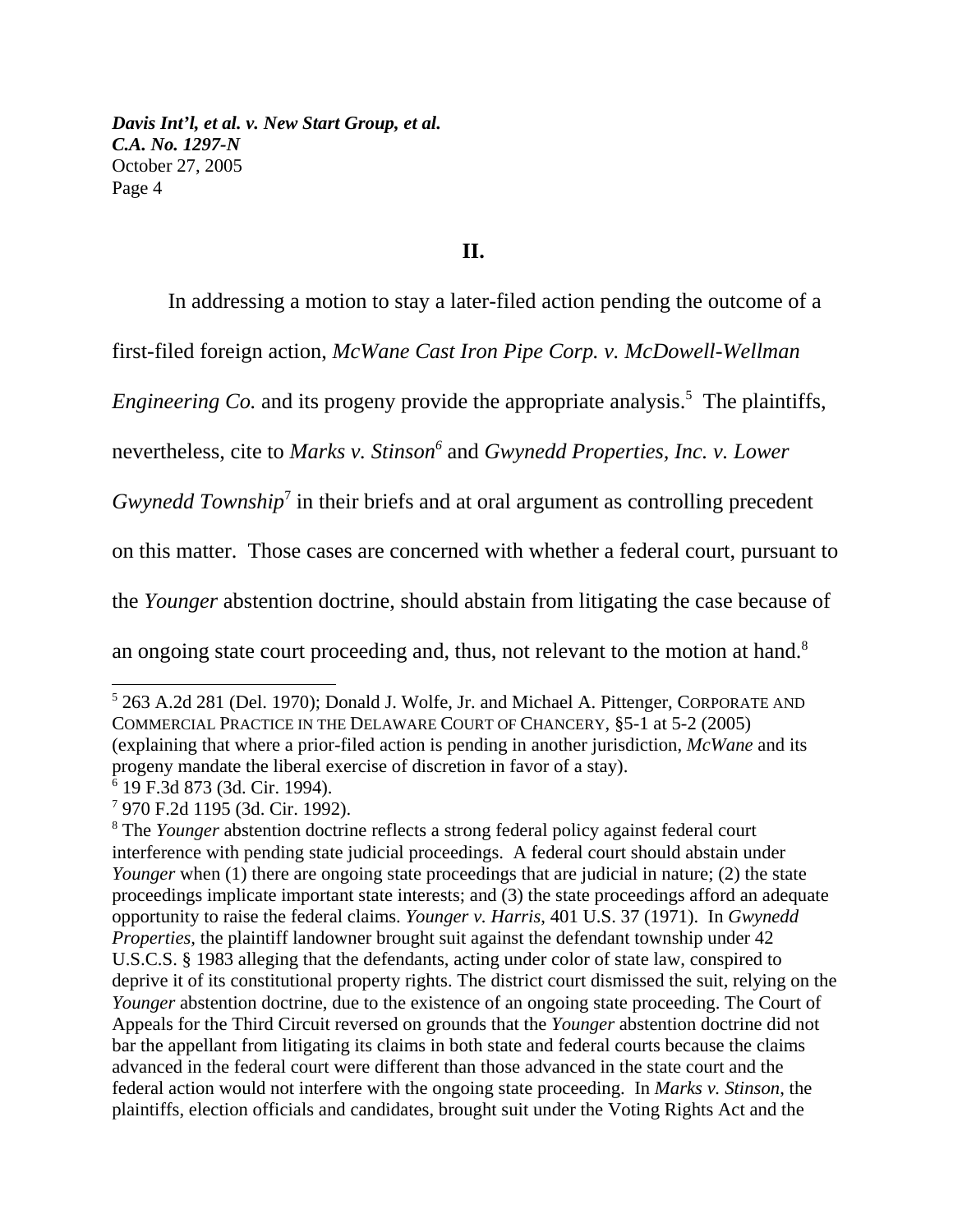## II.

In addressing a motion to stay a later-filed action pending the outcome of a first-filed foreign action, *McWane Cast Iron Pipe Corp. v. McDowell-Wellman Engineering Co.* and its progeny provide the appropriate analysis.[5] The plaintiffs, nevertheless, cite to *Marks v. Stinson*[6] and *Gwynedd Properties, Inc. v. Lower Gwynedd Township*[7] in their briefs and at oral argument as controlling precedent on this matter. Those cases are concerned with whether a federal court, pursuant to the *Younger* abstention doctrine, should abstain from litigating the case because of an ongoing state court proceeding and, thus, not relevant to the motion at hand.[8]

---

[5] 263 A.2d 281 (Del. 1970); Donald J. Wolfe, Jr. and Michael A. Pittenger, CORPORATE AND COMMERCIAL PRACTICE IN THE DELAWARE COURT OF CHANCERY, §5-1 at 5-2 (2005) (explaining that where a prior-filed action is pending in another jurisdiction, *McWane* and its progeny mandate the liberal exercise of discretion in favor of a stay).

[6] 19 F.3d 873 (3d. Cir. 1994).

[7] 970 F.2d 1195 (3d. Cir. 1992).

[8] The *Younger* abstention doctrine reflects a strong federal policy against federal court interference with pending state judicial proceedings. A federal court should abstain under *Younger* when (1) there are ongoing state proceedings that are judicial in nature; (2) the state proceedings implicate important state interests; and (3) the state proceedings afford an adequate opportunity to raise the federal claims. *Younger v. Harris*, 401 U.S. 37 (1971). In *Gwynedd Properties*, the plaintiff landowner brought suit against the defendant township under 42 U.S.C.S. § 1983 alleging that the defendants, acting under color of state law, conspired to deprive it of its constitutional property rights. The district court dismissed the suit, relying on the *Younger* abstention doctrine, due to the existence of an ongoing state proceeding. The Court of Appeals for the Third Circuit reversed on grounds that the *Younger* abstention doctrine did not bar the appellant from litigating its claims in both state and federal courts because the claims advanced in the federal court were different than those advanced in the state court and the federal action would not interfere with the ongoing state proceeding. In *Marks v. Stinson*, the plaintiffs, election officials and candidates, brought suit under the Voting Rights Act and the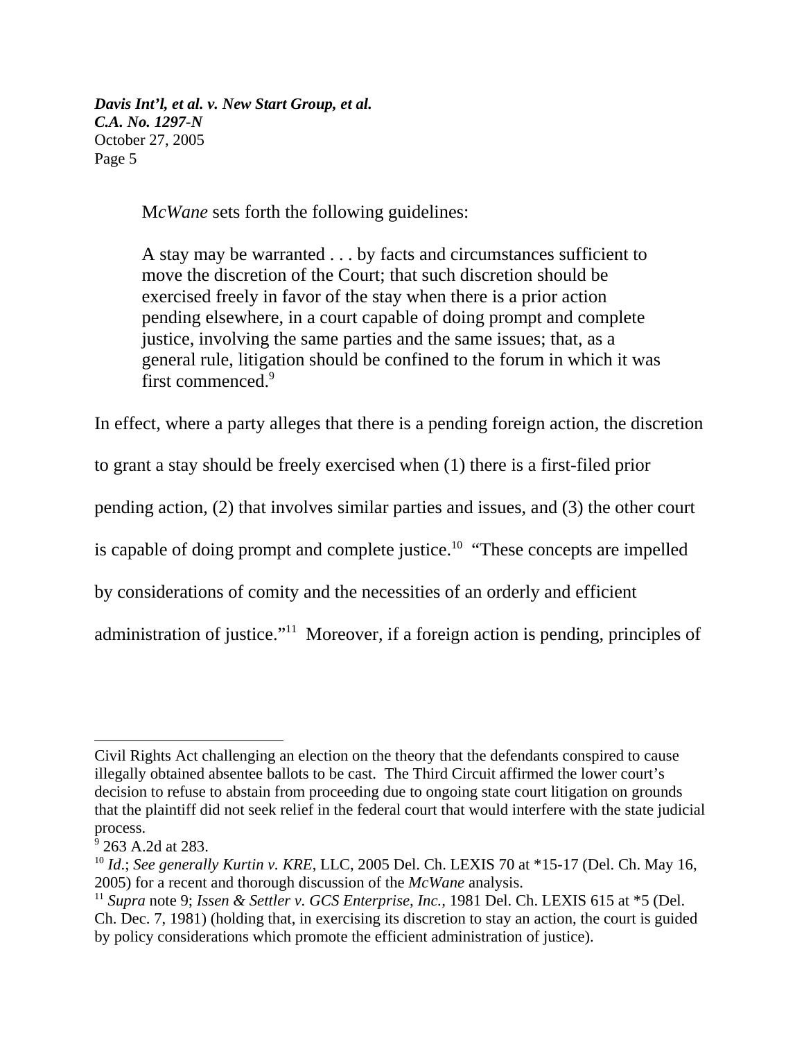M*cWane* sets forth the following guidelines:

> A stay may be warranted . . . by facts and circumstances sufficient to move the discretion of the Court; that such discretion should be exercised freely in favor of the stay when there is a prior action pending elsewhere, in a court capable of doing prompt and complete justice, involving the same parties and the same issues; that, as a general rule, litigation should be confined to the forum in which it was first commenced.[9]

In effect, where a party alleges that there is a pending foreign action, the discretion to grant a stay should be freely exercised when (1) there is a first-filed prior pending action, (2) that involves similar parties and issues, and (3) the other court is capable of doing prompt and complete justice.[10] "These concepts are impelled by considerations of comity and the necessities of an orderly and efficient administration of justice."[11] Moreover, if a foreign action is pending, principles of

---

Civil Rights Act challenging an election on the theory that the defendants conspired to cause illegally obtained absentee ballots to be cast. The Third Circuit affirmed the lower court's decision to refuse to abstain from proceeding due to ongoing state court litigation on grounds that the plaintiff did not seek relief in the federal court that would interfere with the state judicial process.

[9] 263 A.2d at 283.

[10] *Id.*; *See generally Kurtin v. KRE*, LLC, 2005 Del. Ch. LEXIS 70 at *15-17 (Del. Ch. May 16, 2005) for a recent and thorough discussion of the *McWane* analysis.

[11] *Supra* note 9; *Issen & Settler v. GCS Enterprise, Inc.*, 1981 Del. Ch. LEXIS 615 at *5 (Del. Ch. Dec. 7, 1981) (holding that, in exercising its discretion to stay an action, the court is guided by policy considerations which promote the efficient administration of justice).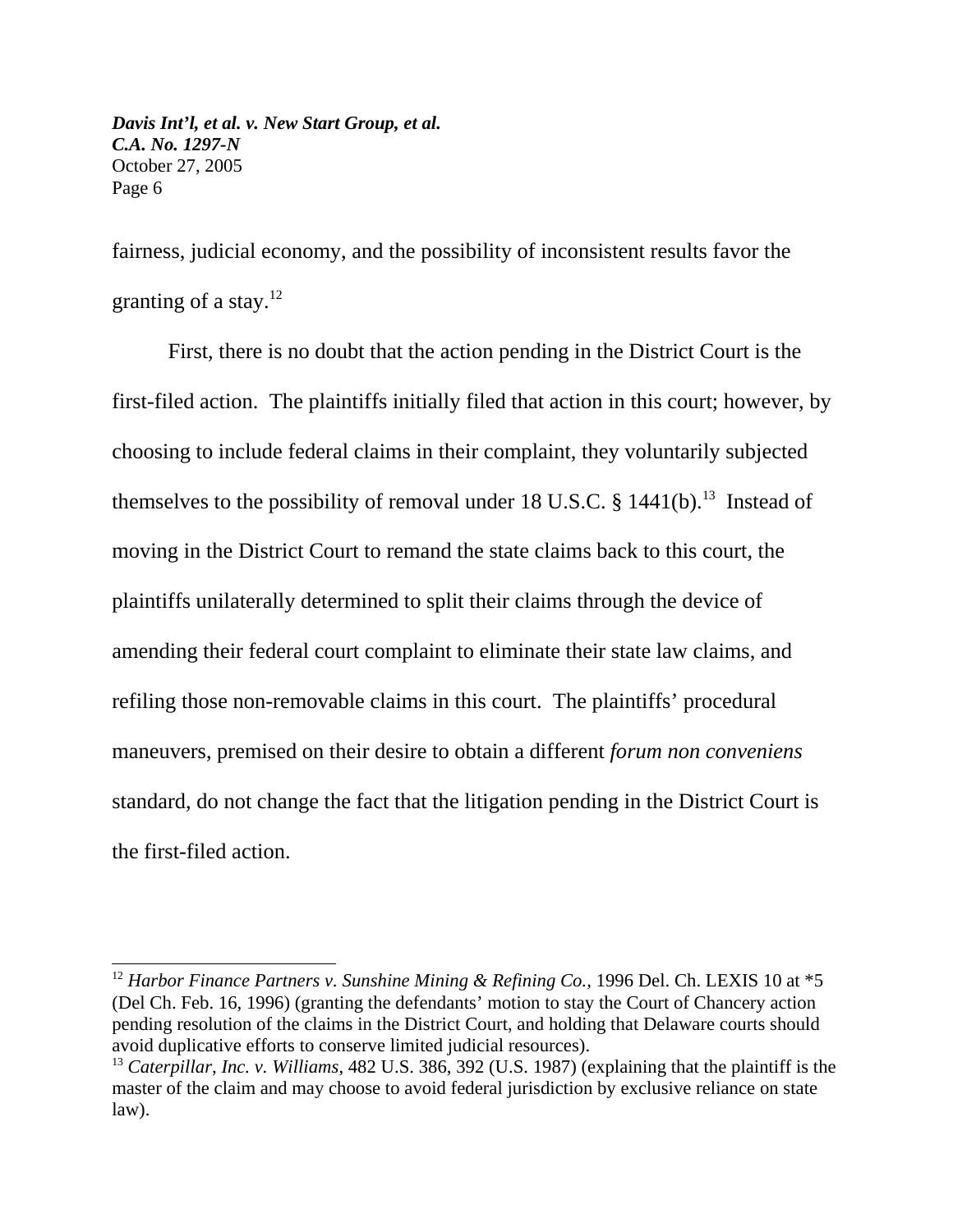fairness, judicial economy, and the possibility of inconsistent results favor the granting of a stay.[12]

First, there is no doubt that the action pending in the District Court is the first-filed action. The plaintiffs initially filed that action in this court; however, by choosing to include federal claims in their complaint, they voluntarily subjected themselves to the possibility of removal under 18 U.S.C. § 1441(b).[13] Instead of moving in the District Court to remand the state claims back to this court, the plaintiffs unilaterally determined to split their claims through the device of amending their federal court complaint to eliminate their state law claims, and refiling those non-removable claims in this court. The plaintiffs' procedural maneuvers, premised on their desire to obtain a different *forum non conveniens* standard, do not change the fact that the litigation pending in the District Court is the first-filed action.

---

[12] *Harbor Finance Partners v. Sunshine Mining & Refining Co.*, 1996 Del. Ch. LEXIS 10 at *5 (Del Ch. Feb. 16, 1996) (granting the defendants' motion to stay the Court of Chancery action pending resolution of the claims in the District Court, and holding that Delaware courts should avoid duplicative efforts to conserve limited judicial resources).

[13] *Caterpillar, Inc. v. Williams*, 482 U.S. 386, 392 (U.S. 1987) (explaining that the plaintiff is the master of the claim and may choose to avoid federal jurisdiction by exclusive reliance on state law).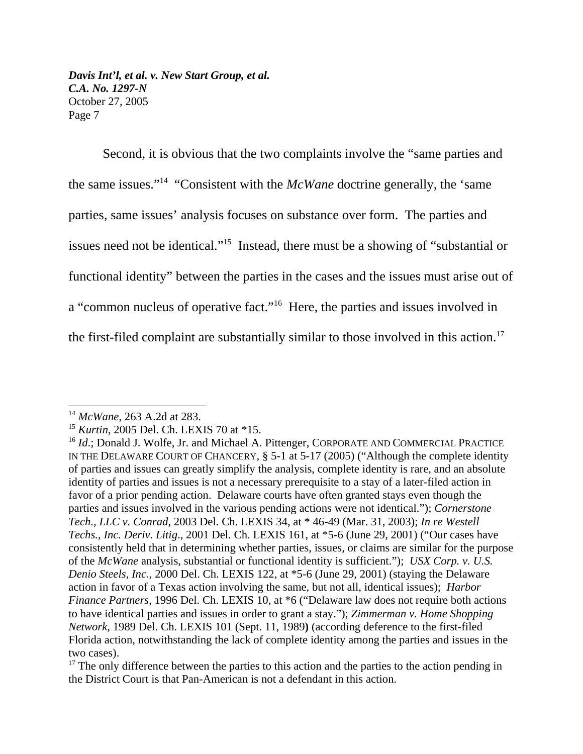Second, it is obvious that the two complaints involve the "same parties and the same issues."[14] "Consistent with the *McWane* doctrine generally, the 'same parties, same issues' analysis focuses on substance over form. The parties and issues need not be identical."[15] Instead, there must be a showing of "substantial or functional identity" between the parties in the cases and the issues must arise out of a "common nucleus of operative fact."[16] Here, the parties and issues involved in the first-filed complaint are substantially similar to those involved in this action.[17]

---

[14] *McWane*, 263 A.2d at 283.

[15] *Kurtin*, 2005 Del. Ch. LEXIS 70 at *15.

[16] *Id*.; Donald J. Wolfe, Jr. and Michael A. Pittenger, CORPORATE AND COMMERCIAL PRACTICE IN THE DELAWARE COURT OF CHANCERY, § 5-1 at 5-17 (2005) ("Although the complete identity of parties and issues can greatly simplify the analysis, complete identity is rare, and an absolute identity of parties and issues is not a necessary prerequisite to a stay of a later-filed action in favor of a prior pending action. Delaware courts have often granted stays even though the parties and issues involved in the various pending actions were not identical."); *Cornerstone Tech., LLC v. Conrad*, 2003 Del. Ch. LEXIS 34, at * 46-49 (Mar. 31, 2003); *In re Westell Techs., Inc. Deriv. Litig*., 2001 Del. Ch. LEXIS 161, at *5-6 (June 29, 2001) ("Our cases have consistently held that in determining whether parties, issues, or claims are similar for the purpose of the *McWane* analysis, substantial or functional identity is sufficient."); *USX Corp. v. U.S. Denio Steels, Inc.*, 2000 Del. Ch. LEXIS 122, at *5-6 (June 29, 2001) (staying the Delaware action in favor of a Texas action involving the same, but not all, identical issues); *Harbor Finance Partners*, 1996 Del. Ch. LEXIS 10, at *6 ("Delaware law does not require both actions to have identical parties and issues in order to grant a stay."); *Zimmerman v. Home Shopping Network*, 1989 Del. Ch. LEXIS 101 (Sept. 11, 1989**)** (according deference to the first-filed Florida action, notwithstanding the lack of complete identity among the parties and issues in the two cases).

[17] The only difference between the parties to this action and the parties to the action pending in the District Court is that Pan-American is not a defendant in this action.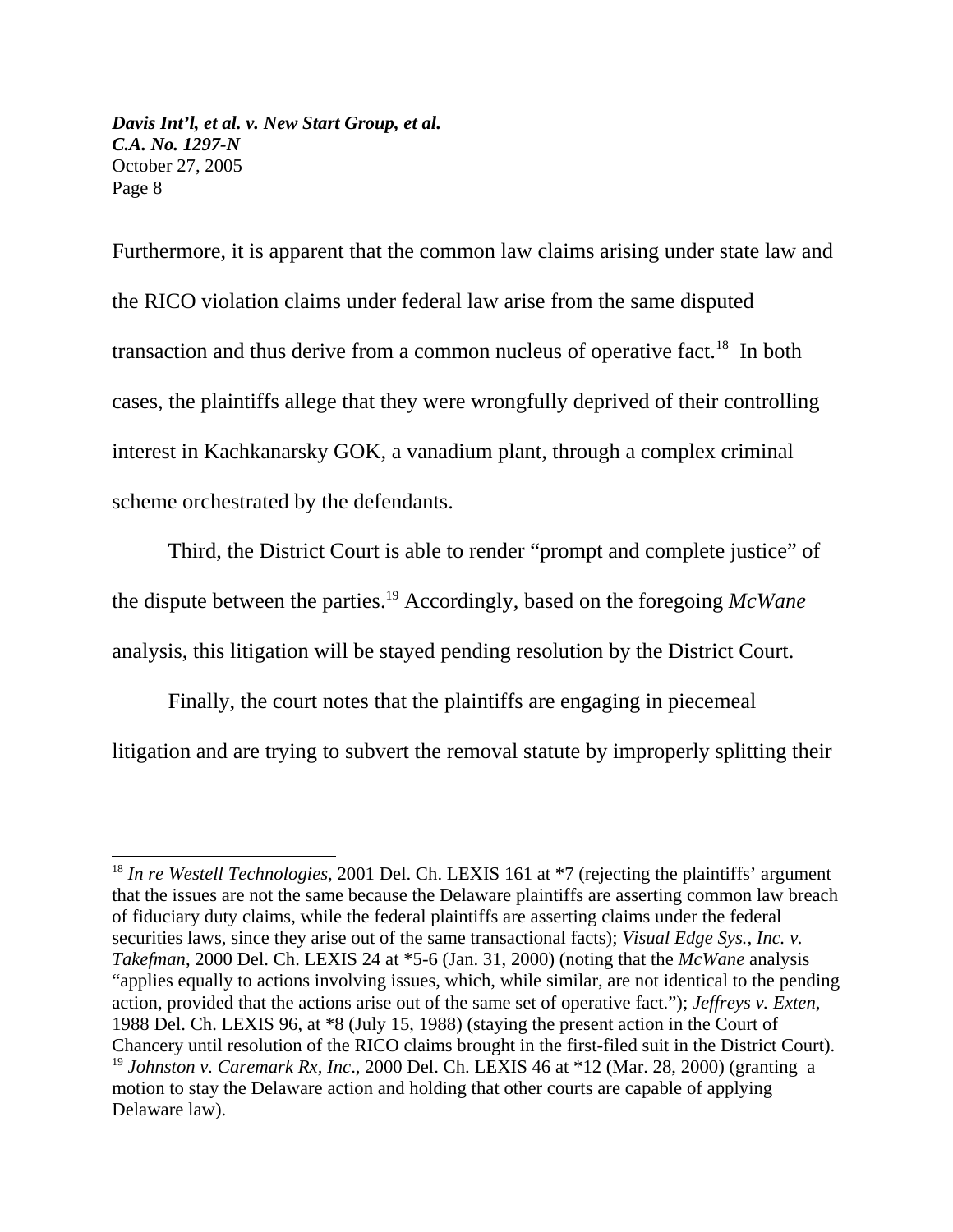Furthermore, it is apparent that the common law claims arising under state law and the RICO violation claims under federal law arise from the same disputed transaction and thus derive from a common nucleus of operative fact.[18] In both cases, the plaintiffs allege that they were wrongfully deprived of their controlling interest in Kachkanarsky GOK, a vanadium plant, through a complex criminal scheme orchestrated by the defendants.

Third, the District Court is able to render "prompt and complete justice" of the dispute between the parties.[19] Accordingly, based on the foregoing *McWane* analysis, this litigation will be stayed pending resolution by the District Court.

Finally, the court notes that the plaintiffs are engaging in piecemeal litigation and are trying to subvert the removal statute by improperly splitting their

---

[18] *In re Westell Technologies*, 2001 Del. Ch. LEXIS 161 at *7 (rejecting the plaintiffs' argument that the issues are not the same because the Delaware plaintiffs are asserting common law breach of fiduciary duty claims, while the federal plaintiffs are asserting claims under the federal securities laws, since they arise out of the same transactional facts); *Visual Edge Sys., Inc. v. Takefman*, 2000 Del. Ch. LEXIS 24 at *5-6 (Jan. 31, 2000) (noting that the *McWane* analysis "applies equally to actions involving issues, which, while similar, are not identical to the pending action, provided that the actions arise out of the same set of operative fact."); *Jeffreys v. Exten*, 1988 Del. Ch. LEXIS 96, at *8 (July 15, 1988) (staying the present action in the Court of Chancery until resolution of the RICO claims brought in the first-filed suit in the District Court).

[19] *Johnston v. Caremark Rx, Inc*., 2000 Del. Ch. LEXIS 46 at *12 (Mar. 28, 2000) (granting a motion to stay the Delaware action and holding that other courts are capable of applying Delaware law).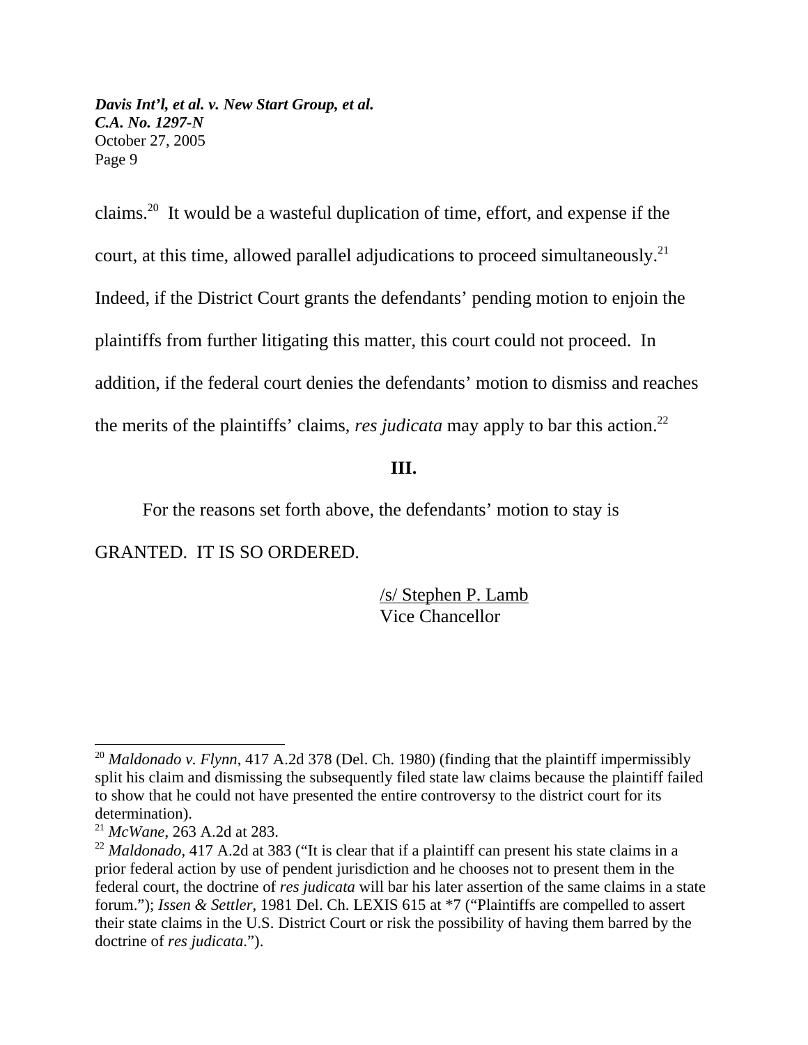claims.[20] It would be a wasteful duplication of time, effort, and expense if the court, at this time, allowed parallel adjudications to proceed simultaneously.[21] Indeed, if the District Court grants the defendants' pending motion to enjoin the plaintiffs from further litigating this matter, this court could not proceed. In addition, if the federal court denies the defendants' motion to dismiss and reaches the merits of the plaintiffs' claims, *res judicata* may apply to bar this action.[22]

**III.**

For the reasons set forth above, the defendants' motion to stay is GRANTED. IT IS SO ORDERED.

/s/ Stephen P. Lamb
Vice Chancellor

---

[20] *Maldonado v. Flynn*, 417 A.2d 378 (Del. Ch. 1980) (finding that the plaintiff impermissibly split his claim and dismissing the subsequently filed state law claims because the plaintiff failed to show that he could not have presented the entire controversy to the district court for its determination).

[21] *McWane*, 263 A.2d at 283.

[22] *Maldonado*, 417 A.2d at 383 ("It is clear that if a plaintiff can present his state claims in a prior federal action by use of pendent jurisdiction and he chooses not to present them in the federal court, the doctrine of *res judicata* will bar his later assertion of the same claims in a state forum."); *Issen & Settler*, 1981 Del. Ch. LEXIS 615 at *7 ("Plaintiffs are compelled to assert their state claims in the U.S. District Court or risk the possibility of having them barred by the doctrine of *res judicata*.").